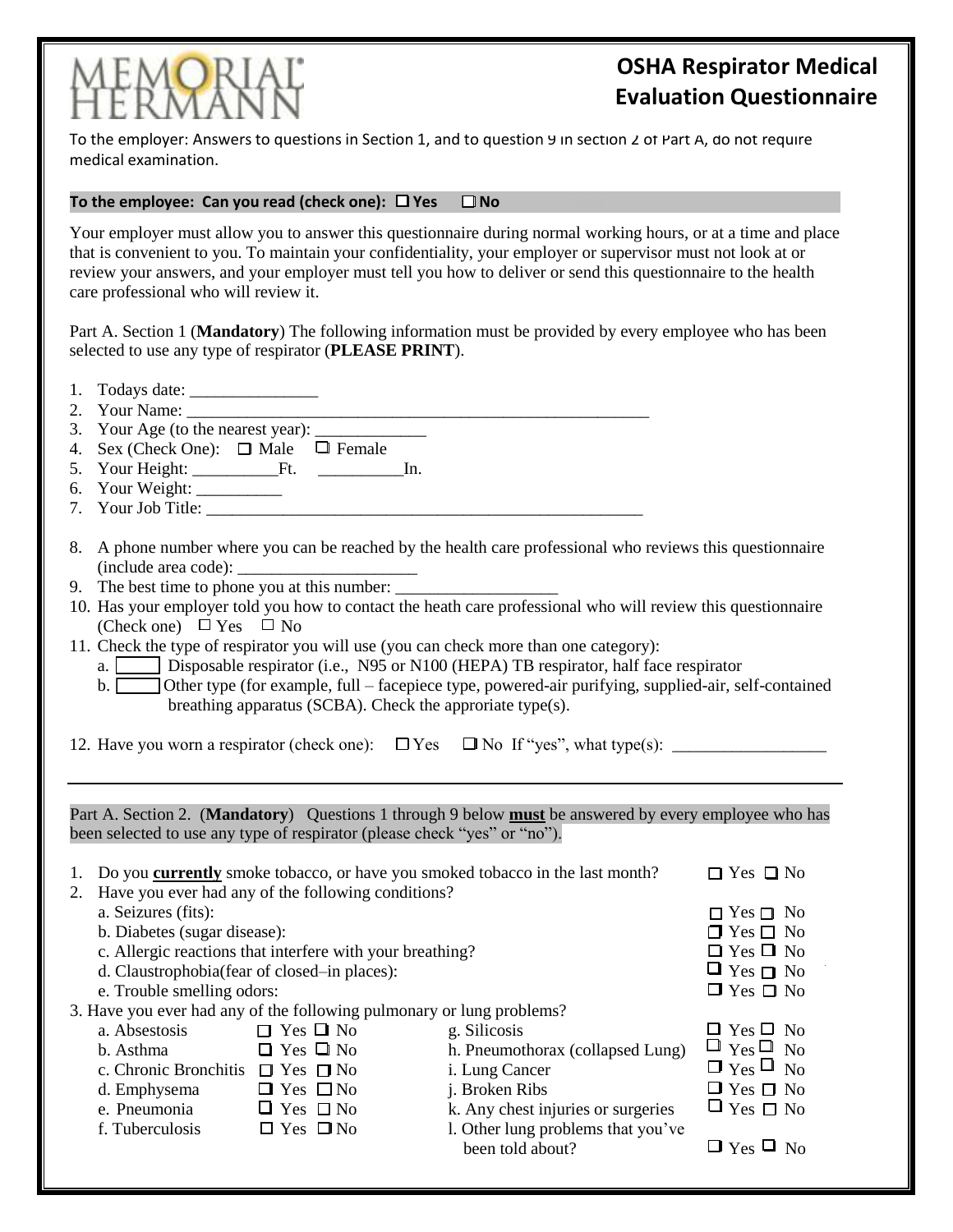# OSHA Respirator Medical Evaluation Questionnaire

MEMORIAL HERMANN

To the employer: Answers to questions in Section 1, and to question 9 in section 2 of Part A, do not require medical examination.

**To the employee: Can you read (check one): ☐ Yes ☐ No**

Your employer must allow you to answer this questionnaire during normal working hours, or at a time and place that is convenient to you. To maintain your confidentiality, your employer or supervisor must not look at or review your answers, and your employer must tell you how to deliver or send this questionnaire to the health care professional who will review it.

Part A. Section 1 (**Mandatory**) The following information must be provided by every employee who has been selected to use any type of respirator (**PLEASE PRINT**).

1. Todays date: _______________
2. Your Name: _______________________________________________________
3. Your Age (to the nearest year): _____________
4. Sex (Check One): ☐ Male ☐ Female
5. Your Height: __________Ft. __________In.
6. Your Weight: __________
7. Your Job Title: ___________________________________________________
8. A phone number where you can be reached by the health care professional who reviews this questionnaire (include area code): _____________________
9. The best time to phone you at this number: ___________________
10. Has your employer told you how to contact the heath care professional who will review this questionnaire (Check one) ☐ Yes ☐ No
11. Check the type of respirator you will use (you can check more than one category):
    a. ☐ Disposable respirator (i.e., N95 or N100 (HEPA) TB respirator, half face respirator
    b. ☐ Other type (for example, full – facepiece type, powered-air purifying, supplied-air, self-contained breathing apparatus (SCBA). Check the approriate type(s).
12. Have you worn a respirator (check one): ☐ Yes ☐ No If "yes", what type(s): __________________

---

Part A. Section 2. (**Mandatory**) Questions 1 through 9 below **must** be answered by every employee who has been selected to use any type of respirator (please check "yes" or "no").

1. Do you **currently** smoke tobacco, or have you smoked tobacco in the last month? ☐ Yes ☐ No
2. Have you ever had any of the following conditions?
   - a. Seizures (fits): ☐ Yes ☐ No
   - b. Diabetes (sugar disease): ☐ Yes ☐ No
   - c. Allergic reactions that interfere with your breathing? ☐ Yes ☐ No
   - d. Claustrophobia(fear of closed–in places): ☐ Yes ☐ No
   - e. Trouble smelling odors: ☐ Yes ☐ No

3. Have you ever had any of the following pulmonary or lung problems?

| | | | |
|---|---|---|---|
| a. Absestosis | ☐ Yes ☐ No | g. Silicosis | ☐ Yes ☐ No |
| b. Asthma | ☐ Yes ☐ No | h. Pneumothorax (collapsed Lung) | ☐ Yes ☐ No |
| c. Chronic Bronchitis | ☐ Yes ☐ No | i. Lung Cancer | ☐ Yes ☐ No |
| d. Emphysema | ☐ Yes ☐ No | j. Broken Ribs | ☐ Yes ☐ No |
| e. Pneumonia | ☐ Yes ☐ No | k. Any chest injuries or surgeries | ☐ Yes ☐ No |
| f. Tuberculosis | ☐ Yes ☐ No | l. Other lung problems that you've been told about? | ☐ Yes ☐ No |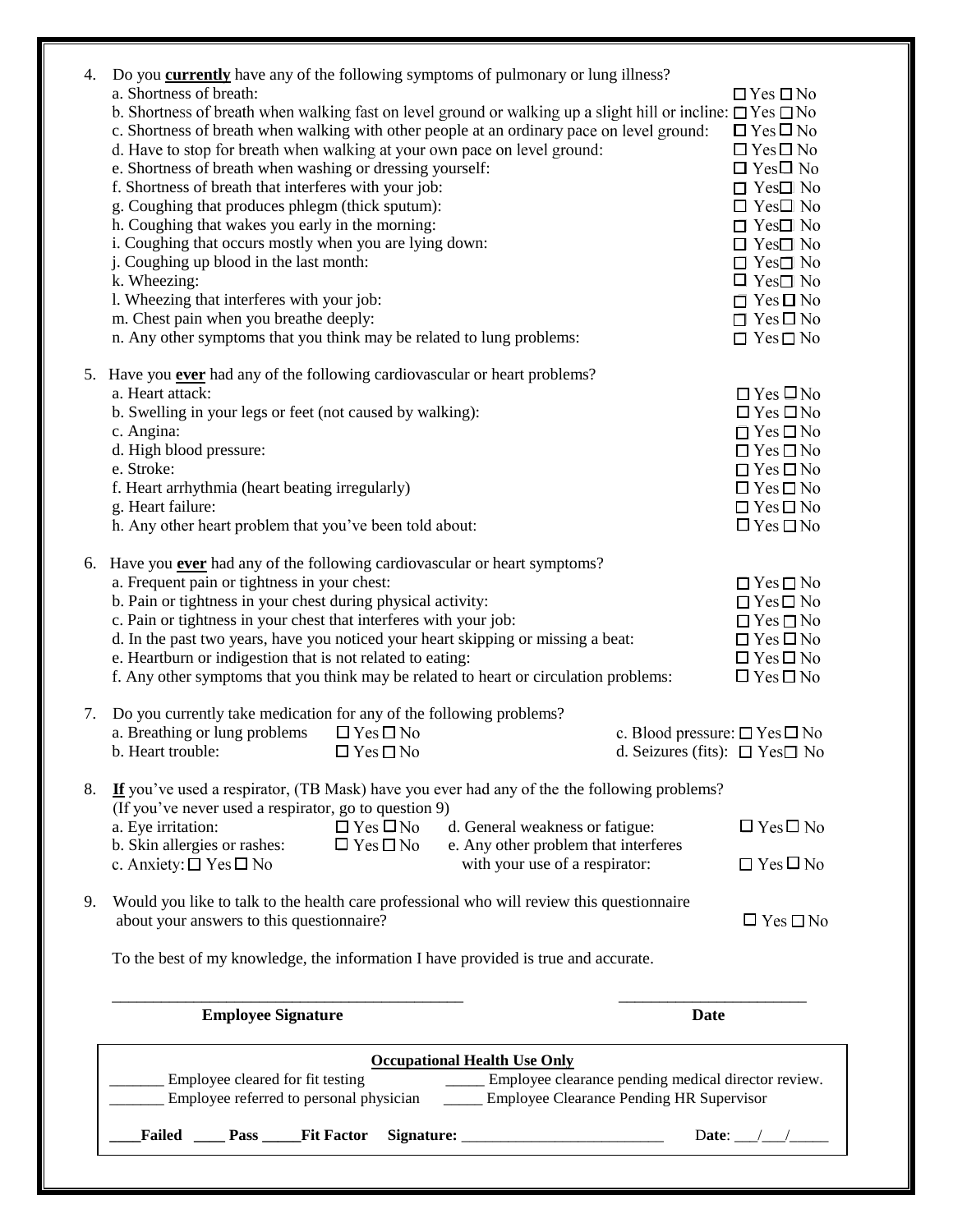4. Do you **currently** have any of the following symptoms of pulmonary or lung illness?
   a. Shortness of breath: ☐ Yes ☐ No
   b. Shortness of breath when walking fast on level ground or walking up a slight hill or incline: ☐ Yes ☐ No
   c. Shortness of breath when walking with other people at an ordinary pace on level ground: ☐ Yes ☐ No
   d. Have to stop for breath when walking at your own pace on level ground: ☐ Yes ☐ No
   e. Shortness of breath when washing or dressing yourself: ☐ Yes ☐ No
   f. Shortness of breath that interferes with your job: ☐ Yes ☐ No
   g. Coughing that produces phlegm (thick sputum): ☐ Yes ☐ No
   h. Coughing that wakes you early in the morning: ☐ Yes ☐ No
   i. Coughing that occurs mostly when you are lying down: ☐ Yes ☐ No
   j. Coughing up blood in the last month: ☐ Yes ☐ No
   k. Wheezing: ☐ Yes ☐ No
   l. Wheezing that interferes with your job: ☐ Yes ☐ No
   m. Chest pain when you breathe deeply: ☐ Yes ☐ No
   n. Any other symptoms that you think may be related to lung problems: ☐ Yes ☐ No

5. Have you **ever** had any of the following cardiovascular or heart problems?
   a. Heart attack: ☐ Yes ☐ No
   b. Swelling in your legs or feet (not caused by walking): ☐ Yes ☐ No
   c. Angina: ☐ Yes ☐ No
   d. High blood pressure: ☐ Yes ☐ No
   e. Stroke: ☐ Yes ☐ No
   f. Heart arrhythmia (heart beating irregularly) ☐ Yes ☐ No
   g. Heart failure: ☐ Yes ☐ No
   h. Any other heart problem that you've been told about: ☐ Yes ☐ No

6. Have you **ever** had any of the following cardiovascular or heart symptoms?
   a. Frequent pain or tightness in your chest: ☐ Yes ☐ No
   b. Pain or tightness in your chest during physical activity: ☐ Yes ☐ No
   c. Pain or tightness in your chest that interferes with your job: ☐ Yes ☐ No
   d. In the past two years, have you noticed your heart skipping or missing a beat: ☐ Yes ☐ No
   e. Heartburn or indigestion that is not related to eating: ☐ Yes ☐ No
   f. Any other symptoms that you think may be related to heart or circulation problems: ☐ Yes ☐ No

7. Do you currently take medication for any of the following problems?
   a. Breathing or lung problems ☐ Yes ☐ No
   b. Heart trouble: ☐ Yes ☐ No
   c. Blood pressure: ☐ Yes ☐ No
   d. Seizures (fits): ☐ Yes ☐ No

8. **If** you've used a respirator, (TB Mask) have you ever had any of the the following problems? (If you've never used a respirator, go to question 9)
   a. Eye irritation: ☐ Yes ☐ No
   b. Skin allergies or rashes: ☐ Yes ☐ No
   c. Anxiety: ☐ Yes ☐ No
   d. General weakness or fatigue: ☐ Yes ☐ No
   e. Any other problem that interferes with your use of a respirator: ☐ Yes ☐ No

9. Would you like to talk to the health care professional who will review this questionnaire about your answers to this questionnaire? ☐ Yes ☐ No

To the best of my knowledge, the information I have provided is true and accurate.

\_\_\_\_\_\_\_\_\_\_\_\_\_\_\_\_\_\_\_\_\_\_\_\_\_\_\_\_\_\_\_\_\_\_\_\_\_\_\_\_\_\_ \_\_\_\_\_\_\_\_\_\_\_\_\_\_\_\_\_\_\_\_\_\_\_\_

**Employee Signature** **Date**

**Occupational Health Use Only**

_______ Employee cleared for fit testing _____ Employee clearance pending medical director review.

_______ Employee referred to personal physician _____ Employee Clearance Pending HR Supervisor

**\_\_\_\_Failed \_\_\_\_ Pass \_\_\_\_\_Fit Factor Signature:** \_\_\_\_\_\_\_\_\_\_\_\_\_\_\_\_\_\_\_\_\_\_\_\_\_\_ **Date**: \_\_\_/\_\_\_/\_\_\_\_\_